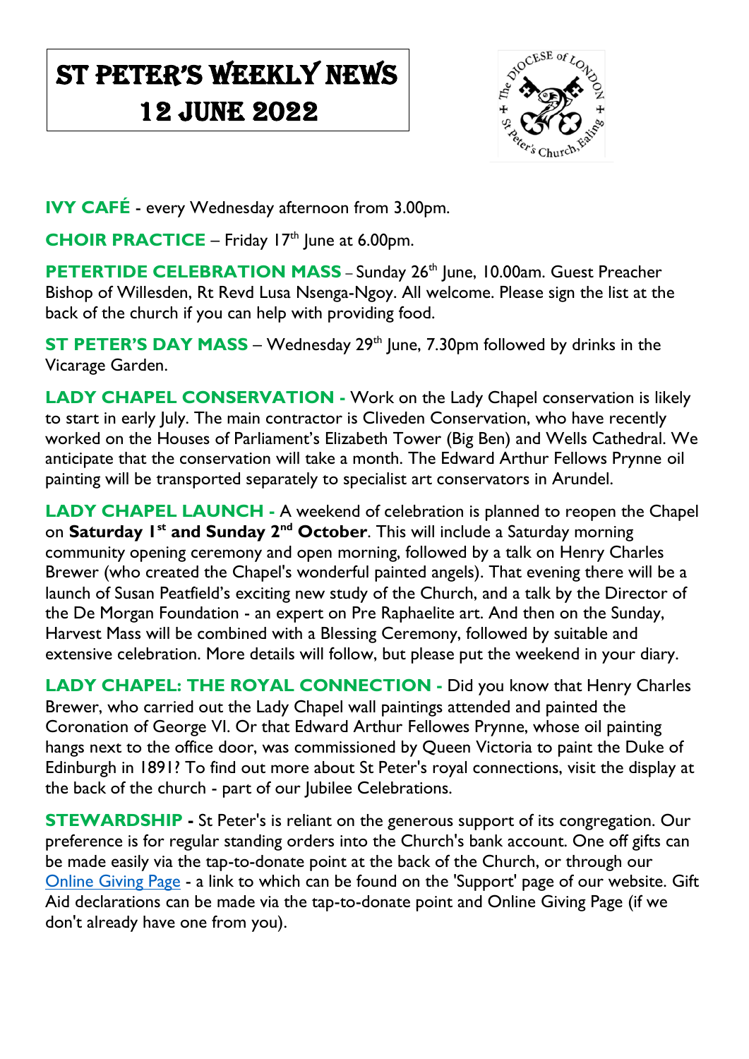# ST PETER'S WEEKLY NEWS 12 JUNE 2022

**IVY CAFÉ** - every Wednesday afternoon from 3.00pm.

**CHOIR PRACTICE** – Friday 17th June at 6.00pm.

**PETERTIDE CELEBRATION MASS** – Sunday 26th June, 10.00am. Guest Preacher Bishop of Willesden, Rt Revd Lusa Nsenga-Ngoy. All welcome. Please sign the list at the back of the church if you can help with providing food.

**ST PETER'S DAY MASS** – Wednesday 29th June, 7.30pm followed by drinks in the Vicarage Garden.

**LADY CHAPEL CONSERVATION** - Work on the Lady Chapel conservation is likely to start in early July. The main contractor is Cliveden Conservation, who have recently worked on the Houses of Parliament's Elizabeth Tower (Big Ben) and Wells Cathedral. We anticipate that the conservation will take a month. The Edward Arthur Fellows Prynne oil painting will be transported separately to specialist art conservators in Arundel.

**LADY CHAPEL LAUNCH** - A weekend of celebration is planned to reopen the Chapel on **Saturday 1st and Sunday 2nd October**. This will include a Saturday morning community opening ceremony and open morning, followed by a talk on Henry Charles Brewer (who created the Chapel's wonderful painted angels). That evening there will be a launch of Susan Peatfield's exciting new study of the Church, and a talk by the Director of the De Morgan Foundation - an expert on Pre Raphaelite art. And then on the Sunday, Harvest Mass will be combined with a Blessing Ceremony, followed by suitable and extensive celebration. More details will follow, but please put the weekend in your diary.

**LADY CHAPEL: THE ROYAL CONNECTION** - Did you know that Henry Charles Brewer, who carried out the Lady Chapel wall paintings attended and painted the Coronation of George VI. Or that Edward Arthur Fellowes Prynne, whose oil painting hangs next to the office door, was commissioned by Queen Victoria to paint the Duke of Edinburgh in 1891? To find out more about St Peter's royal connections, visit the display at the back of the church - part of our Jubilee Celebrations.

**STEWARDSHIP** - St Peter's is reliant on the generous support of its congregation. Our preference is for regular standing orders into the Church's bank account. One off gifts can be made easily via the tap-to-donate point at the back of the Church, or through our Online Giving Page - a link to which can be found on the 'Support' page of our website. Gift Aid declarations can be made via the tap-to-donate point and Online Giving Page (if we don't already have one from you).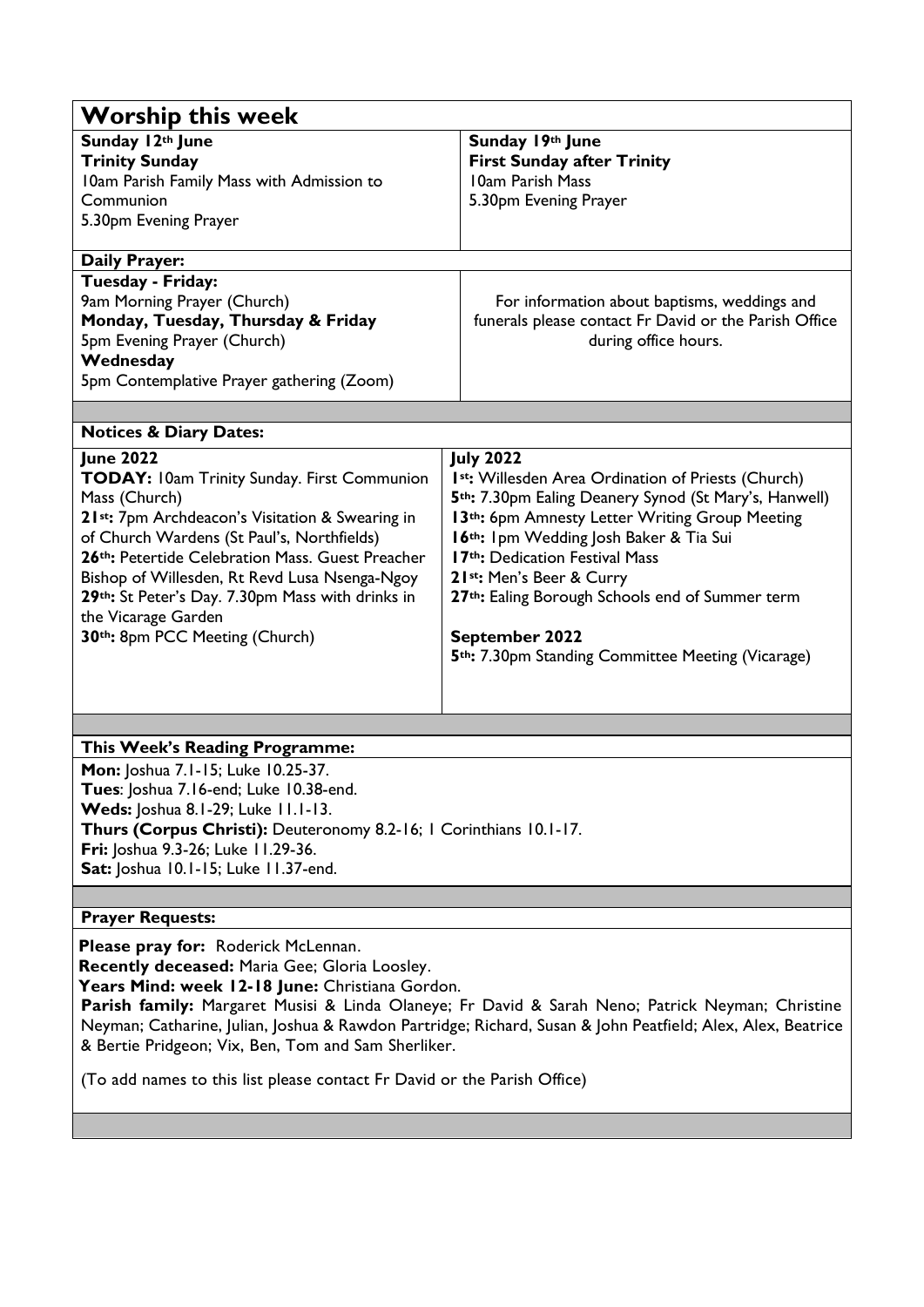## Worship this week

**Sunday 12th June**
**Trinity Sunday**
10am Parish Family Mass with Admission to Communion
5.30pm Evening Prayer

**Sunday 19th June**
**First Sunday after Trinity**
10am Parish Mass
5.30pm Evening Prayer

### Daily Prayer:

**Tuesday - Friday:**
9am Morning Prayer (Church)
**Monday, Tuesday, Thursday & Friday**
5pm Evening Prayer (Church)
**Wednesday**
5pm Contemplative Prayer gathering (Zoom)

For information about baptisms, weddings and funerals please contact Fr David or the Parish Office during office hours.

### Notices & Diary Dates:

**June 2022**
**TODAY:** 10am Trinity Sunday. First Communion Mass (Church)
**21st:** 7pm Archdeacon's Visitation & Swearing in of Church Wardens (St Paul's, Northfields)
**26th:** Petertide Celebration Mass. Guest Preacher Bishop of Willesden, Rt Revd Lusa Nsenga-Ngoy
**29th:** St Peter's Day. 7.30pm Mass with drinks in the Vicarage Garden
**30th:** 8pm PCC Meeting (Church)

**July 2022**
**1st:** Willesden Area Ordination of Priests (Church)
**5th:** 7.30pm Ealing Deanery Synod (St Mary's, Hanwell)
**13th:** 6pm Amnesty Letter Writing Group Meeting
**16th:** 1pm Wedding Josh Baker & Tia Sui
**17th:** Dedication Festival Mass
**21st:** Men's Beer & Curry
**27th:** Ealing Borough Schools end of Summer term

**September 2022**
**5th:** 7.30pm Standing Committee Meeting (Vicarage)

### This Week's Reading Programme:

**Mon:** Joshua 7.1-15; Luke 10.25-37.
**Tues**: Joshua 7.16-end; Luke 10.38-end.
**Weds:** Joshua 8.1-29; Luke 11.1-13.
**Thurs (Corpus Christi):** Deuteronomy 8.2-16; 1 Corinthians 10.1-17.
**Fri:** Joshua 9.3-26; Luke 11.29-36.
**Sat:** Joshua 10.1-15; Luke 11.37-end.

### Prayer Requests:

**Please pray for:** Roderick McLennan.
**Recently deceased:** Maria Gee; Gloria Loosley.
**Years Mind: week 12-18 June:** Christiana Gordon.
**Parish family:** Margaret Musisi & Linda Olaneye; Fr David & Sarah Neno; Patrick Neyman; Christine Neyman; Catharine, Julian, Joshua & Rawdon Partridge; Richard, Susan & John Peatfield; Alex, Alex, Beatrice & Bertie Pridgeon; Vix, Ben, Tom and Sam Sherliker.

(To add names to this list please contact Fr David or the Parish Office)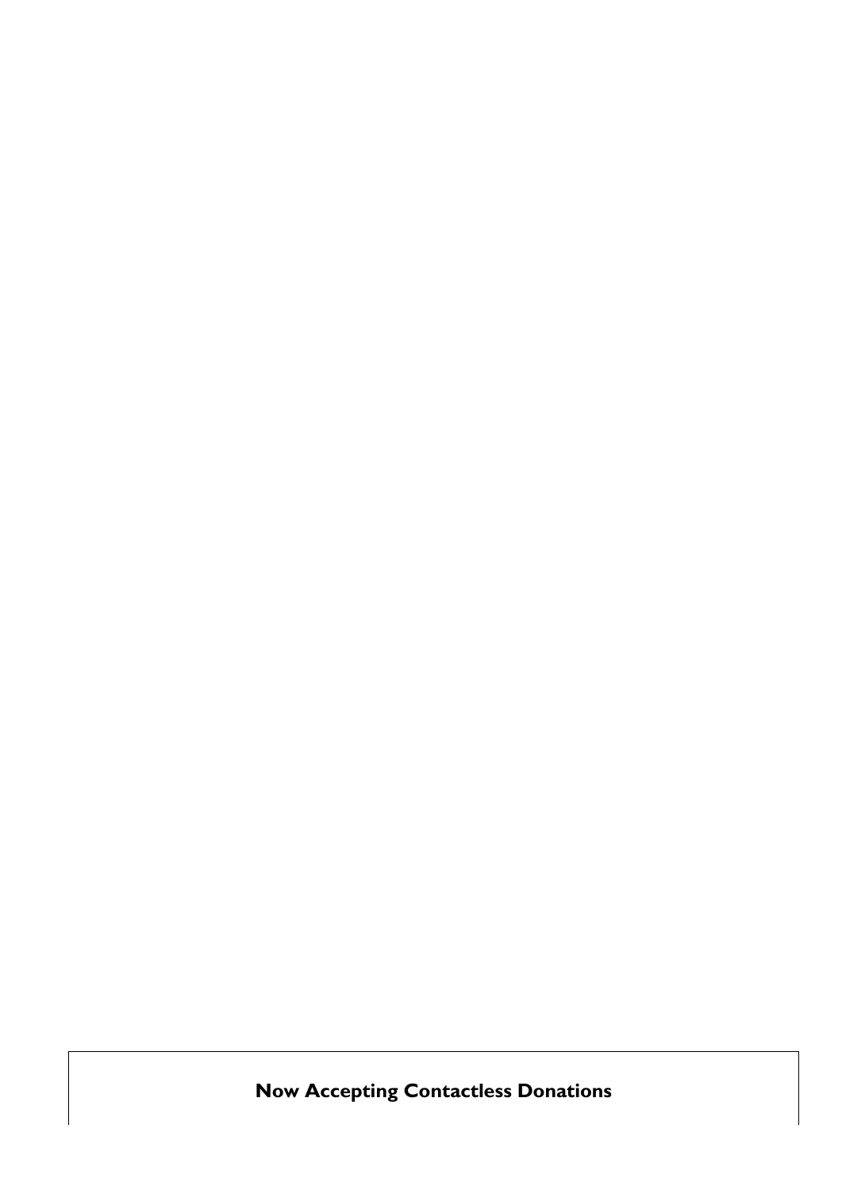**Now Accepting Contactless Donations**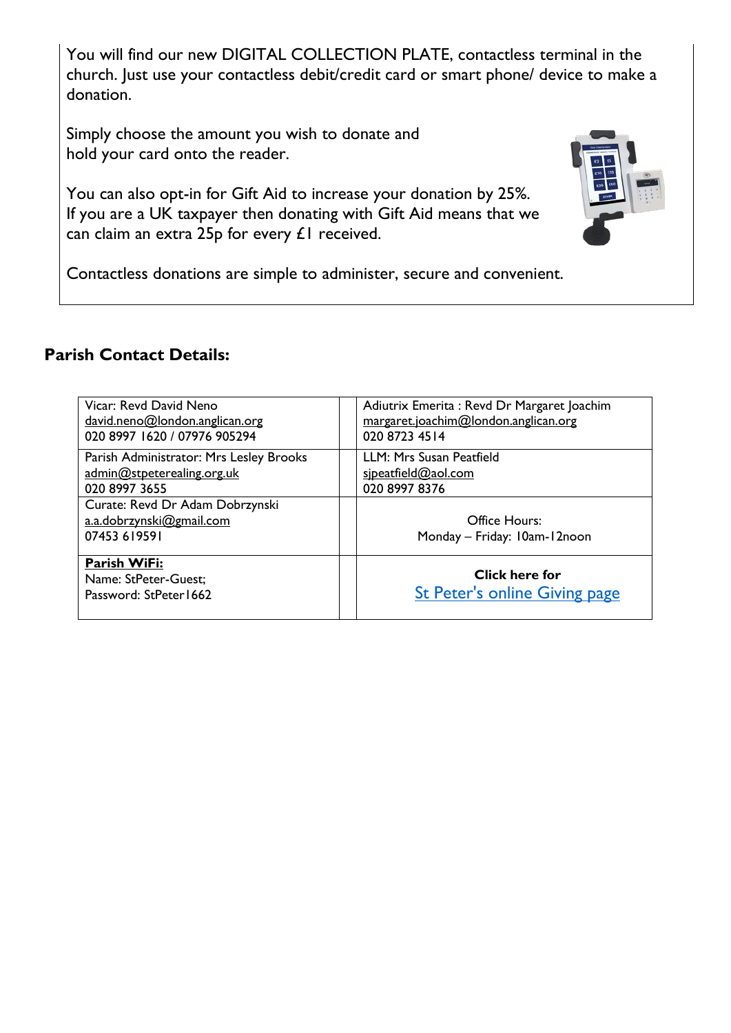You will find our new DIGITAL COLLECTION PLATE, contactless terminal in the church. Just use your contactless debit/credit card or smart phone/ device to make a donation.

Simply choose the amount you wish to donate and hold your card onto the reader.

You can also opt-in for Gift Aid to increase your donation by 25%. If you are a UK taxpayer then donating with Gift Aid means that we can claim an extra 25p for every £1 received.

Contactless donations are simple to administer, secure and convenient.

**Parish Contact Details:**

| | | |
|---|---|---|
| Vicar: Revd David Neno<br>david.neno@london.anglican.org<br>020 8997 1620 / 07976 905294 | | Adiutrix Emerita : Revd Dr Margaret Joachim<br>margaret.joachim@london.anglican.org<br>020 8723 4514 |
| Parish Administrator: Mrs Lesley Brooks<br>admin@stpeterealing.org.uk<br>020 8997 3655 | | LLM: Mrs Susan Peatfield<br>sjpeatfield@aol.com<br>020 8997 8376 |
| Curate: Revd Dr Adam Dobrzynski<br>a.a.dobrzynski@gmail.com<br>07453 619591 | | Office Hours:<br>Monday – Friday: 10am-12noon |
| **Parish WiFi:**<br>Name: StPeter-Guest;<br>Password: StPeter1662 | | **Click here for**<br>St Peter's online Giving page |